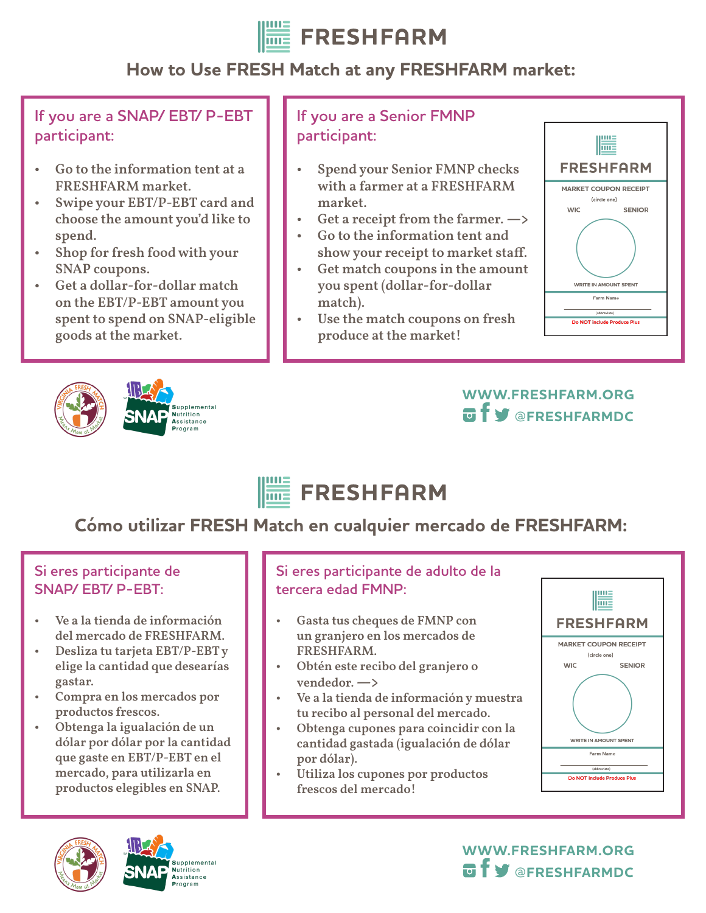# FRESHFARM

## How to Use FRESH Match at any FRESHFARM market:

### If you are a SNAP/ EBT/ P-EBT participant:

- Go to the information tent at a FRESHFARM market.
- Swipe your EBT/P-EBT card and choose the amount you'd like to spend.
- Shop for fresh food with your SNAP coupons.
- Get a dollar-for-dollar match on the EBT/P-EBT amount you spent to spend on SNAP-eligible goods at the market.

### If you are a Senior FMNP participant:

- Spend your Senior FMNP checks with a farmer at a FRESHFARM market.
- Get a receipt from the farmer. —>
- Go to the information tent and show your receipt to market staff.
- Get match coupons in the amount you spent (dollar-for-dollar match).
- Use the match coupons on fresh produce at the market!

FRESHFARM
MARKET COUPON RECEIPT
(circle one)
WIC SENIOR
WRITE IN AMOUNT SPENT
Farm Name
(abbreviate)
Do NOT include Produce Plus

Virginia Fresh Match — Means More at Market

SNAP — Supplemental Nutrition Assistance Program

WWW.FRESHFARM.ORG
@FRESHFARMDC

# FRESHFARM

## Cómo utilizar FRESH Match en cualquier mercado de FRESHFARM:

### Si eres participante de SNAP/ EBT/ P-EBT:

- Ve a la tienda de información del mercado de FRESHFARM.
- Desliza tu tarjeta EBT/P-EBT y elige la cantidad que desearías gastar.
- Compra en los mercados por productos frescos.
- Obtenga la igualación de un dólar por dólar por la cantidad que gaste en EBT/P-EBT en el mercado, para utilizarla en productos elegibles en SNAP.

### Si eres participante de adulto de la tercera edad FMNP:

- Gasta tus cheques de FMNP con un granjero en los mercados de FRESHFARM.
- Obtén este recibo del granjero o vendedor. —>
- Ve a la tienda de información y muestra tu recibo al personal del mercado.
- Obtenga cupones para coincidir con la cantidad gastada (igualación de dólar por dólar).
- Utiliza los cupones por productos frescos del mercado!

FRESHFARM
MARKET COUPON RECEIPT
(circle one)
WIC SENIOR
WRITE IN AMOUNT SPENT
Farm Name
(abbreviate)
Do NOT include Produce Plus

Virginia Fresh Match — Means More at Market

SNAP — Supplemental Nutrition Assistance Program

WWW.FRESHFARM.ORG
@FRESHFARMDC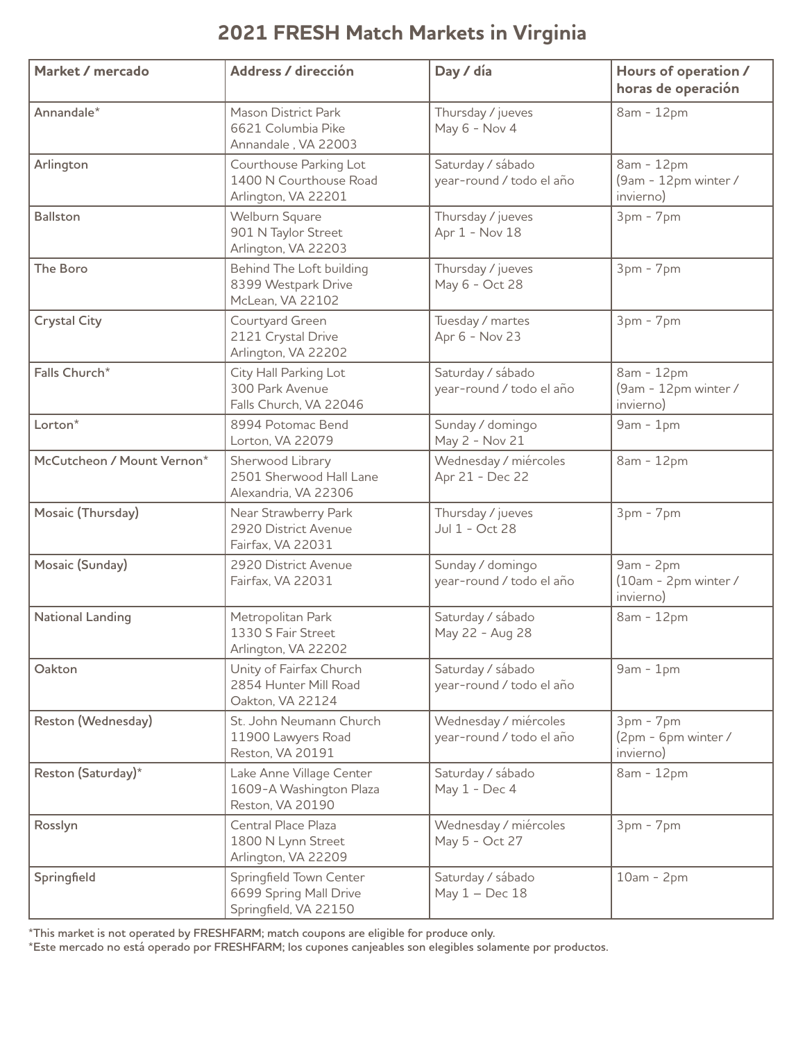# 2021 FRESH Match Markets in Virginia

| Market / mercado | Address / dirección | Day / día | Hours of operation / horas de operación |
| --- | --- | --- | --- |
| Annandale* | Mason District Park<br>6621 Columbia Pike<br>Annandale , VA 22003 | Thursday / jueves<br>May 6 - Nov 4 | 8am - 12pm |
| Arlington | Courthouse Parking Lot<br>1400 N Courthouse Road<br>Arlington, VA 22201 | Saturday / sábado<br>year-round / todo el año | 8am - 12pm<br>(9am - 12pm winter / invierno) |
| Ballston | Welburn Square<br>901 N Taylor Street<br>Arlington, VA 22203 | Thursday / jueves<br>Apr 1 - Nov 18 | 3pm - 7pm |
| The Boro | Behind The Loft building<br>8399 Westpark Drive<br>McLean, VA 22102 | Thursday / jueves<br>May 6 - Oct 28 | 3pm - 7pm |
| Crystal City | Courtyard Green<br>2121 Crystal Drive<br>Arlington, VA 22202 | Tuesday / martes<br>Apr 6 - Nov 23 | 3pm - 7pm |
| Falls Church* | City Hall Parking Lot<br>300 Park Avenue<br>Falls Church, VA 22046 | Saturday / sábado<br>year-round / todo el año | 8am - 12pm<br>(9am - 12pm winter / invierno) |
| Lorton* | 8994 Potomac Bend<br>Lorton, VA 22079 | Sunday / domingo<br>May 2 - Nov 21 | 9am - 1pm |
| McCutcheon / Mount Vernon* | Sherwood Library<br>2501 Sherwood Hall Lane<br>Alexandria, VA 22306 | Wednesday / miércoles<br>Apr 21 - Dec 22 | 8am - 12pm |
| Mosaic (Thursday) | Near Strawberry Park<br>2920 District Avenue<br>Fairfax, VA 22031 | Thursday / jueves<br>Jul 1 - Oct 28 | 3pm - 7pm |
| Mosaic (Sunday) | 2920 District Avenue<br>Fairfax, VA 22031 | Sunday / domingo<br>year-round / todo el año | 9am - 2pm<br>(10am - 2pm winter / invierno) |
| National Landing | Metropolitan Park<br>1330 S Fair Street<br>Arlington, VA 22202 | Saturday / sábado<br>May 22 - Aug 28 | 8am - 12pm |
| Oakton | Unity of Fairfax Church<br>2854 Hunter Mill Road<br>Oakton, VA 22124 | Saturday / sábado<br>year-round / todo el año | 9am - 1pm |
| Reston (Wednesday) | St. John Neumann Church<br>11900 Lawyers Road<br>Reston, VA 20191 | Wednesday / miércoles<br>year-round / todo el año | 3pm - 7pm<br>(2pm - 6pm winter / invierno) |
| Reston (Saturday)* | Lake Anne Village Center<br>1609-A Washington Plaza<br>Reston, VA 20190 | Saturday / sábado<br>May 1 - Dec 4 | 8am - 12pm |
| Rosslyn | Central Place Plaza<br>1800 N Lynn Street<br>Arlington, VA 22209 | Wednesday / miércoles<br>May 5 - Oct 27 | 3pm - 7pm |
| Springfield | Springfield Town Center<br>6699 Spring Mall Drive<br>Springfield, VA 22150 | Saturday / sábado<br>May 1 – Dec 18 | 10am - 2pm |

**\*This market is not operated by FRESHFARM; match coupons are eligible for produce only.**

**\*Este mercado no está operado por FRESHFARM; los cupones canjeables son elegibles solamente por productos.**